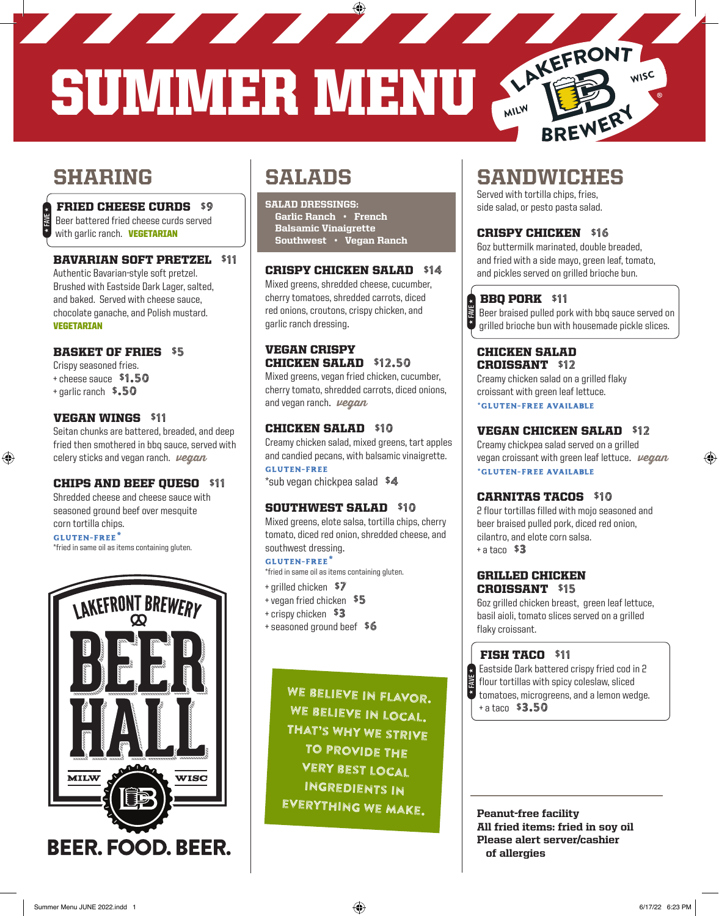# SUMMER MENU

LAKEFRONT BREWERY MILW WISC

## SHARING

### FRIED CHEESE CURDS $9
★ FAVE ★

Beer battered fried cheese curds served with garlic ranch. **VEGETARIAN**

### BAVARIAN SOFT PRETZEL $11

Authentic Bavarian-style soft pretzel. Brushed with Eastside Dark Lager, salted, and baked. Served with cheese sauce, chocolate ganache, and Polish mustard.
**VEGETARIAN**

### BASKET OF FRIES $5

Crispy seasoned fries.
+ cheese sauce $1.50
+ garlic ranch $.50

### VEGAN WINGS $11

Seitan chunks are battered, breaded, and deep fried then smothered in bbq sauce, served with celery sticks and vegan ranch. *vegan*

### CHIPS AND BEEF QUESO $11

Shredded cheese and cheese sauce with seasoned ground beef over mesquite corn tortilla chips.
**GLUTEN-FREE***
*fried in same oil as items containing gluten.

LAKEFRONT BREWERY BEER HALL MILW WISC

BEER. FOOD. BEER.

## SALADS

**SALAD DRESSINGS:**
Garlic Ranch • French
Balsamic Vinaigrette
Southwest • Vegan Ranch

### CRISPY CHICKEN SALAD $14

Mixed greens, shredded cheese, cucumber, cherry tomatoes, shredded carrots, diced red onions, croutons, crispy chicken, and garlic ranch dressing.

### VEGAN CRISPY CHICKEN SALAD $12.50

Mixed greens, vegan fried chicken, cucumber, cherry tomato, shredded carrots, diced onions, and vegan ranch. *vegan*

### CHICKEN SALAD $10

Creamy chicken salad, mixed greens, tart apples and candied pecans, with balsamic vinaigrette.
**GLUTEN-FREE**
*sub vegan chickpea salad $4

### SOUTHWEST SALAD $10

Mixed greens, elote salsa, tortilla chips, cherry tomato, diced red onion, shredded cheese, and southwest dressing.
**GLUTEN-FREE***
*fried in same oil as items containing gluten.

+ grilled chicken $7
+ vegan fried chicken $5
+ crispy chicken $3
+ seasoned ground beef $6

WE BELIEVE IN FLAVOR. WE BELIEVE IN LOCAL. THAT'S WHY WE STRIVE TO PROVIDE THE VERY BEST LOCAL INGREDIENTS IN EVERYTHING WE MAKE.

## SANDWICHES

Served with tortilla chips, fries, side salad, or pesto pasta salad.

### CRISPY CHICKEN $16

6oz buttermilk marinated, double breaded, and fried with a side mayo, green leaf, tomato, and pickles served on grilled brioche bun.

### BBQ PORK $11
★ FAVE ★

Beer braised pulled pork with bbq sauce served on grilled brioche bun with housemade pickle slices.

### CHICKEN SALAD CROISSANT $12

Creamy chicken salad on a grilled flaky croissant with green leaf lettuce.
***GLUTEN-FREE AVAILABLE**

### VEGAN CHICKEN SALAD $12

Creamy chickpea salad served on a grilled vegan croissant with green leaf lettuce. *vegan*
***GLUTEN-FREE AVAILABLE**

### CARNITAS TACOS $10

2 flour tortillas filled with mojo seasoned and beer braised pulled pork, diced red onion, cilantro, and elote corn salsa.
+ a taco $3

### GRILLED CHICKEN CROISSANT $15

6oz grilled chicken breast, green leaf lettuce, basil aioli, tomato slices served on a grilled flaky croissant.

### FISH TACO $11
★ FAVE ★

Eastside Dark battered crispy fried cod in 2 flour tortillas with spicy coleslaw, sliced tomatoes, microgreens, and a lemon wedge.
+ a taco $3.50

**Peanut-free facility**
**All fried items: fried in soy oil**
**Please alert server/cashier of allergies**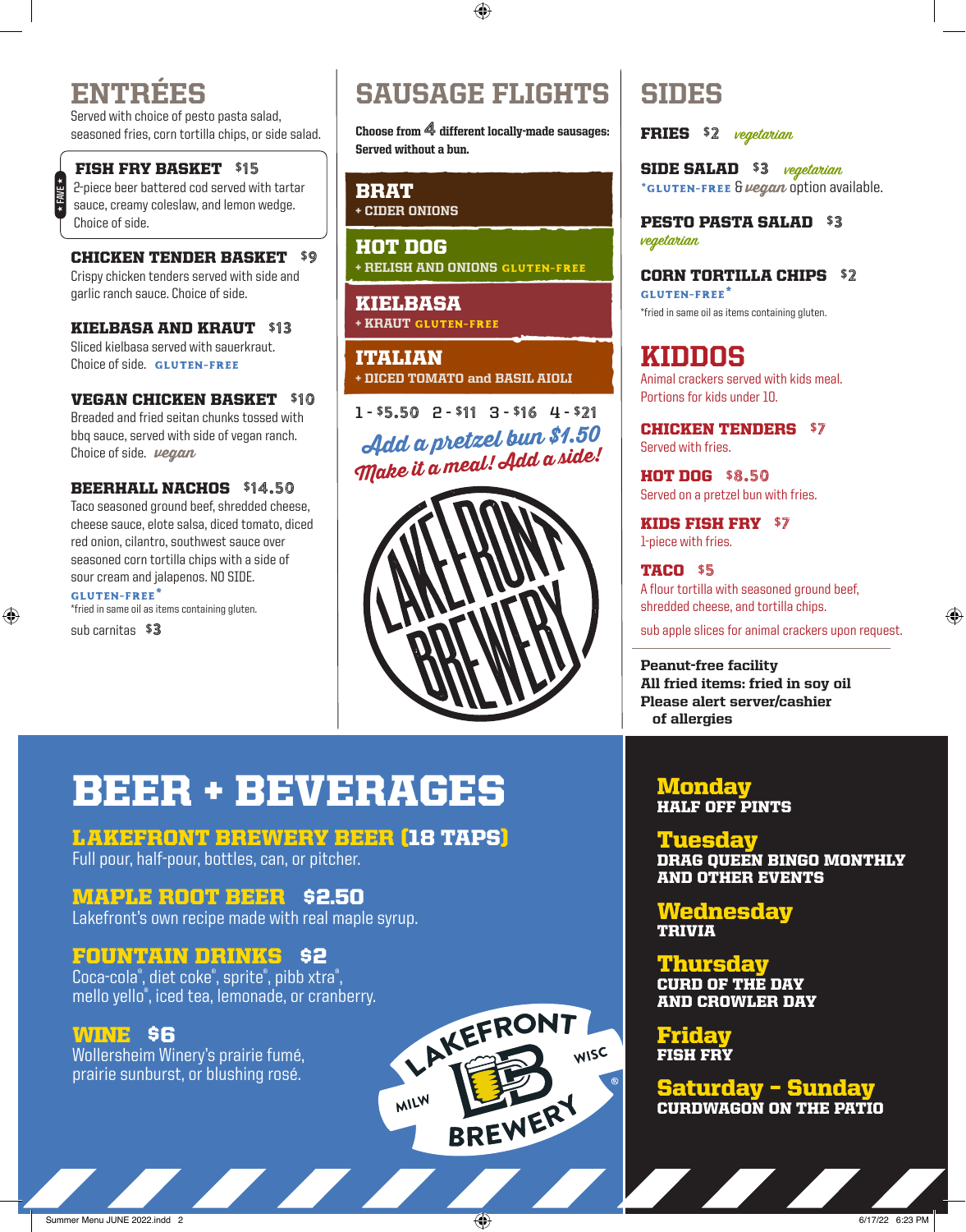# ENTRÉES

Served with choice of pesto pasta salad, seasoned fries, corn tortilla chips, or side salad.

★ FAVE ★

### FISH FRY BASKET $15

2-piece beer battered cod served with tartar sauce, creamy coleslaw, and lemon wedge. Choice of side.

### CHICKEN TENDER BASKET $9

Crispy chicken tenders served with side and garlic ranch sauce. Choice of side.

### KIELBASA AND KRAUT $13

Sliced kielbasa served with sauerkraut. Choice of side. GLUTEN-FREE

### VEGAN CHICKEN BASKET $10

Breaded and fried seitan chunks tossed with bbq sauce, served with side of vegan ranch. Choice of side. *vegan*

### BEERHALL NACHOS $14.50

Taco seasoned ground beef, shredded cheese, cheese sauce, elote salsa, diced tomato, diced red onion, cilantro, southwest sauce over seasoned corn tortilla chips with a side of sour cream and jalapenos. NO SIDE.

GLUTEN-FREE*

*fried in same oil as items containing gluten.

sub carnitas $3

# SAUSAGE FLIGHTS

**Choose from 4 different locally-made sausages: Served without a bun.**

### BRAT
+ CIDER ONIONS

### HOT DOG
+ RELISH AND ONIONS GLUTEN-FREE

### KIELBASA
+ KRAUT GLUTEN-FREE

### ITALIAN
+ DICED TOMATO and BASIL AIOLI

1 - $5.50   2 - $11   3 - $16   4 - $21

*Add a pretzel bun $1.50*

*Make it a meal! Add a side!*

LAKEFRONT BREWERY

# SIDES

**FRIES** $2 *vegetarian*

**SIDE SALAD** $3 *vegetarian*
*GLUTEN-FREE & *vegan* option available.

**PESTO PASTA SALAD** $3
*vegetarian*

**CORN TORTILLA CHIPS** $2
GLUTEN-FREE*
*fried in same oil as items containing gluten.

# KIDDOS

Animal crackers served with kids meal.
Portions for kids under 10.

**CHICKEN TENDERS** $7
Served with fries.

**HOT DOG** $8.50
Served on a pretzel bun with fries.

**KIDS FISH FRY** $7
1-piece with fries.

**TACO** $5
A flour tortilla with seasoned ground beef, shredded cheese, and tortilla chips.

sub apple slices for animal crackers upon request.

**Peanut-free facility**
**All fried items: fried in soy oil**
**Please alert server/cashier of allergies**

# BEER + BEVERAGES

### LAKEFRONT BREWERY BEER (18 TAPS)

Full pour, half-pour, bottles, can, or pitcher.

### MAPLE ROOT BEER $2.50

Lakefront's own recipe made with real maple syrup.

### FOUNTAIN DRINKS $2

Coca-cola®, diet coke®, sprite®, pibb xtra®, mello yello®, iced tea, lemonade, or cranberry.

### WINE $6

Wollersheim Winery's prairie fumé, prairie sunburst, or blushing rosé.

LAKEFRONT BREWERY MILW WISC®

**Monday**
HALF OFF PINTS

**Tuesday**
DRAG QUEEN BINGO MONTHLY AND OTHER EVENTS

**Wednesday**
TRIVIA

**Thursday**
CURD OF THE DAY AND CROWLER DAY

**Friday**
FISH FRY

**Saturday - Sunday**
CURDWAGON ON THE PATIO